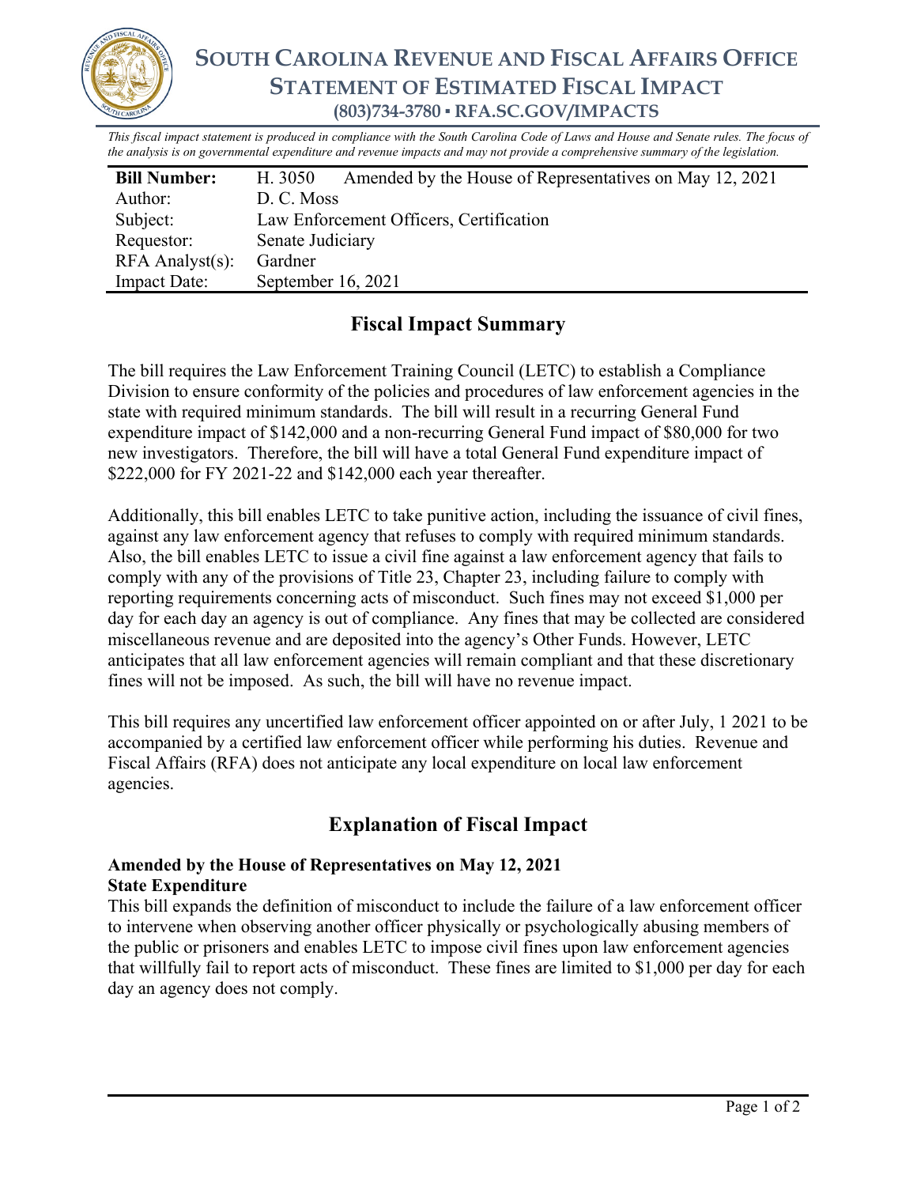# SOUTH CAROLINA REVENUE AND FISCAL AFFAIRS OFFICE
## STATEMENT OF ESTIMATED FISCAL IMPACT
### (803)734-3780 ▪ RFA.SC.GOV/IMPACTS

*This fiscal impact statement is produced in compliance with the South Carolina Code of Laws and House and Senate rules. The focus of the analysis is on governmental expenditure and revenue impacts and may not provide a comprehensive summary of the legislation.*

| **Bill Number:** | H. 3050 Amended by the House of Representatives on May 12, 2021 |
|---|---|
| Author: | D. C. Moss |
| Subject: | Law Enforcement Officers, Certification |
| Requestor: | Senate Judiciary |
| RFA Analyst(s): | Gardner |
| Impact Date: | September 16, 2021 |

## Fiscal Impact Summary

The bill requires the Law Enforcement Training Council (LETC) to establish a Compliance Division to ensure conformity of the policies and procedures of law enforcement agencies in the state with required minimum standards. The bill will result in a recurring General Fund expenditure impact of $142,000 and a non-recurring General Fund impact of $80,000 for two new investigators. Therefore, the bill will have a total General Fund expenditure impact of $222,000 for FY 2021-22 and $142,000 each year thereafter.

Additionally, this bill enables LETC to take punitive action, including the issuance of civil fines, against any law enforcement agency that refuses to comply with required minimum standards. Also, the bill enables LETC to issue a civil fine against a law enforcement agency that fails to comply with any of the provisions of Title 23, Chapter 23, including failure to comply with reporting requirements concerning acts of misconduct. Such fines may not exceed $1,000 per day for each day an agency is out of compliance. Any fines that may be collected are considered miscellaneous revenue and are deposited into the agency's Other Funds. However, LETC anticipates that all law enforcement agencies will remain compliant and that these discretionary fines will not be imposed. As such, the bill will have no revenue impact.

This bill requires any uncertified law enforcement officer appointed on or after July, 1 2021 to be accompanied by a certified law enforcement officer while performing his duties. Revenue and Fiscal Affairs (RFA) does not anticipate any local expenditure on local law enforcement agencies.

## Explanation of Fiscal Impact

**Amended by the House of Representatives on May 12, 2021**
**State Expenditure**

This bill expands the definition of misconduct to include the failure of a law enforcement officer to intervene when observing another officer physically or psychologically abusing members of the public or prisoners and enables LETC to impose civil fines upon law enforcement agencies that willfully fail to report acts of misconduct. These fines are limited to $1,000 per day for each day an agency does not comply.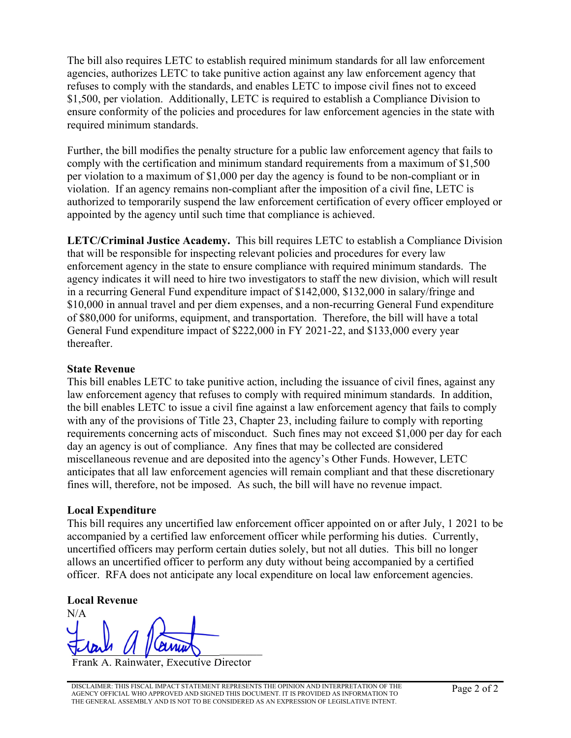The bill also requires LETC to establish required minimum standards for all law enforcement agencies, authorizes LETC to take punitive action against any law enforcement agency that refuses to comply with the standards, and enables LETC to impose civil fines not to exceed $1,500, per violation. Additionally, LETC is required to establish a Compliance Division to ensure conformity of the policies and procedures for law enforcement agencies in the state with required minimum standards.

Further, the bill modifies the penalty structure for a public law enforcement agency that fails to comply with the certification and minimum standard requirements from a maximum of $1,500 per violation to a maximum of $1,000 per day the agency is found to be non-compliant or in violation. If an agency remains non-compliant after the imposition of a civil fine, LETC is authorized to temporarily suspend the law enforcement certification of every officer employed or appointed by the agency until such time that compliance is achieved.

**LETC/Criminal Justice Academy.** This bill requires LETC to establish a Compliance Division that will be responsible for inspecting relevant policies and procedures for every law enforcement agency in the state to ensure compliance with required minimum standards. The agency indicates it will need to hire two investigators to staff the new division, which will result in a recurring General Fund expenditure impact of $142,000, $132,000 in salary/fringe and $10,000 in annual travel and per diem expenses, and a non-recurring General Fund expenditure of $80,000 for uniforms, equipment, and transportation. Therefore, the bill will have a total General Fund expenditure impact of $222,000 in FY 2021-22, and $133,000 every year thereafter.

**State Revenue**

This bill enables LETC to take punitive action, including the issuance of civil fines, against any law enforcement agency that refuses to comply with required minimum standards. In addition, the bill enables LETC to issue a civil fine against a law enforcement agency that fails to comply with any of the provisions of Title 23, Chapter 23, including failure to comply with reporting requirements concerning acts of misconduct. Such fines may not exceed $1,000 per day for each day an agency is out of compliance. Any fines that may be collected are considered miscellaneous revenue and are deposited into the agency's Other Funds. However, LETC anticipates that all law enforcement agencies will remain compliant and that these discretionary fines will, therefore, not be imposed. As such, the bill will have no revenue impact.

**Local Expenditure**

This bill requires any uncertified law enforcement officer appointed on or after July, 1 2021 to be accompanied by a certified law enforcement officer while performing his duties. Currently, uncertified officers may perform certain duties solely, but not all duties. This bill no longer allows an uncertified officer to perform any duty without being accompanied by a certified officer. RFA does not anticipate any local expenditure on local law enforcement agencies.

**Local Revenue**

N/A

Frank A. Rainwater, Executive Director

DISCLAIMER: THIS FISCAL IMPACT STATEMENT REPRESENTS THE OPINION AND INTERPRETATION OF THE AGENCY OFFICIAL WHO APPROVED AND SIGNED THIS DOCUMENT. IT IS PROVIDED AS INFORMATION TO THE GENERAL ASSEMBLY AND IS NOT TO BE CONSIDERED AS AN EXPRESSION OF LEGISLATIVE INTENT.